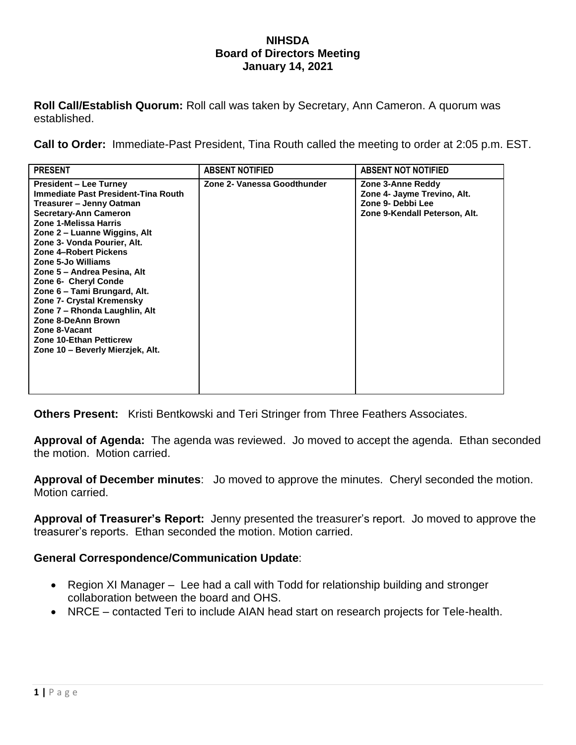# NIHSDA
## Board of Directors Meeting
### January 14, 2021

**Roll Call/Establish Quorum:** Roll call was taken by Secretary, Ann Cameron. A quorum was established.

**Call to Order:** Immediate-Past President, Tina Routh called the meeting to order at 2:05 p.m. EST.

| PRESENT | ABSENT NOTIFIED | ABSENT NOT NOTIFIED |
|---|---|---|
| President – Lee Turney<br>Immediate Past President-Tina Routh<br>Treasurer – Jenny Oatman<br>Secretary-Ann Cameron<br>Zone 1-Melissa Harris<br>Zone 2 – Luanne Wiggins, Alt<br>Zone 3- Vonda Pourier, Alt.<br>Zone 4–Robert Pickens<br>Zone 5-Jo Williams<br>Zone 5 – Andrea Pesina, Alt<br>Zone 6- Cheryl Conde<br>Zone 6 – Tami Brungard, Alt.<br>Zone 7- Crystal Kremensky<br>Zone 7 – Rhonda Laughlin, Alt<br>Zone 8-DeAnn Brown<br>Zone 8-Vacant<br>Zone 10-Ethan Petticrew<br>Zone 10 – Beverly Mierzjek, Alt. | Zone 2- Vanessa Goodthunder | Zone 3-Anne Reddy<br>Zone 4- Jayme Trevino, Alt.<br>Zone 9- Debbi Lee<br>Zone 9-Kendall Peterson, Alt. |

**Others Present:** Kristi Bentkowski and Teri Stringer from Three Feathers Associates.

**Approval of Agenda:** The agenda was reviewed. Jo moved to accept the agenda. Ethan seconded the motion. Motion carried.

**Approval of December minutes**: Jo moved to approve the minutes. Cheryl seconded the motion. Motion carried.

**Approval of Treasurer's Report:** Jenny presented the treasurer's report. Jo moved to approve the treasurer's reports. Ethan seconded the motion. Motion carried.

**General Correspondence/Communication Update**:

- Region XI Manager – Lee had a call with Todd for relationship building and stronger collaboration between the board and OHS.
- NRCE – contacted Teri to include AIAN head start on research projects for Tele-health.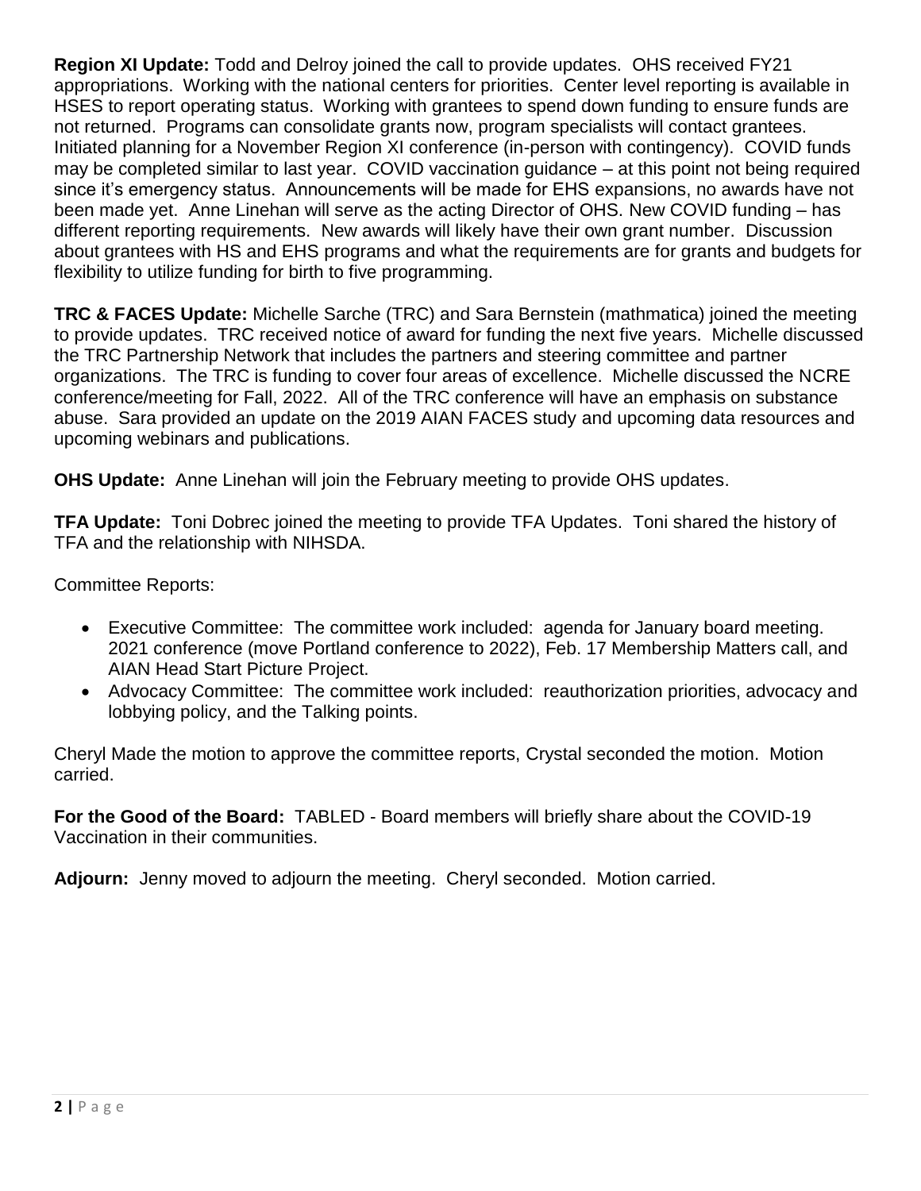**Region XI Update:** Todd and Delroy joined the call to provide updates. OHS received FY21 appropriations. Working with the national centers for priorities. Center level reporting is available in HSES to report operating status. Working with grantees to spend down funding to ensure funds are not returned. Programs can consolidate grants now, program specialists will contact grantees. Initiated planning for a November Region XI conference (in-person with contingency). COVID funds may be completed similar to last year. COVID vaccination guidance – at this point not being required since it's emergency status. Announcements will be made for EHS expansions, no awards have not been made yet. Anne Linehan will serve as the acting Director of OHS. New COVID funding – has different reporting requirements. New awards will likely have their own grant number. Discussion about grantees with HS and EHS programs and what the requirements are for grants and budgets for flexibility to utilize funding for birth to five programming.

**TRC & FACES Update:** Michelle Sarche (TRC) and Sara Bernstein (mathmatica) joined the meeting to provide updates. TRC received notice of award for funding the next five years. Michelle discussed the TRC Partnership Network that includes the partners and steering committee and partner organizations. The TRC is funding to cover four areas of excellence. Michelle discussed the NCRE conference/meeting for Fall, 2022. All of the TRC conference will have an emphasis on substance abuse. Sara provided an update on the 2019 AIAN FACES study and upcoming data resources and upcoming webinars and publications.

**OHS Update:** Anne Linehan will join the February meeting to provide OHS updates.

**TFA Update:** Toni Dobrec joined the meeting to provide TFA Updates. Toni shared the history of TFA and the relationship with NIHSDA.

Committee Reports:

- Executive Committee: The committee work included: agenda for January board meeting. 2021 conference (move Portland conference to 2022), Feb. 17 Membership Matters call, and AIAN Head Start Picture Project.
- Advocacy Committee: The committee work included: reauthorization priorities, advocacy and lobbying policy, and the Talking points.

Cheryl Made the motion to approve the committee reports, Crystal seconded the motion. Motion carried.

**For the Good of the Board:** TABLED - Board members will briefly share about the COVID-19 Vaccination in their communities.

**Adjourn:** Jenny moved to adjourn the meeting. Cheryl seconded. Motion carried.